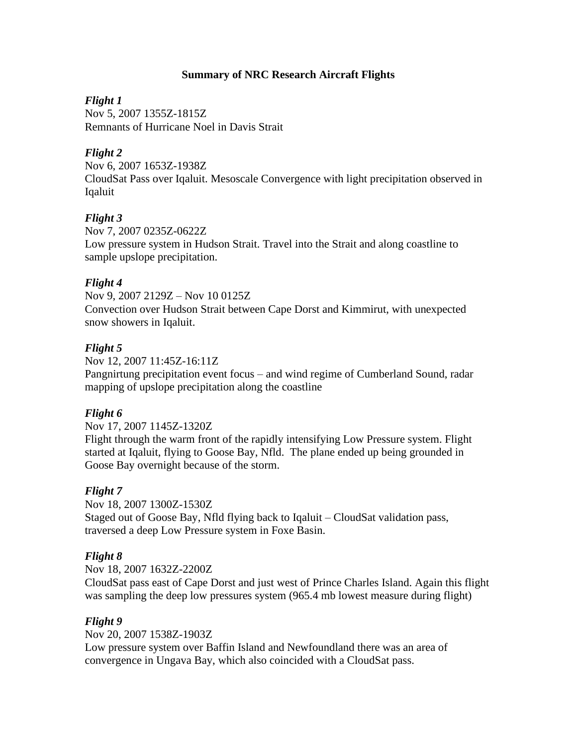**Summary of NRC Research Aircraft Flights**

***Flight 1***
Nov 5, 2007 1355Z-1815Z
Remnants of Hurricane Noel in Davis Strait

***Flight 2***
Nov 6, 2007 1653Z-1938Z
CloudSat Pass over Iqaluit. Mesoscale Convergence with light precipitation observed in Iqaluit

***Flight 3***
Nov 7, 2007 0235Z-0622Z
Low pressure system in Hudson Strait. Travel into the Strait and along coastline to sample upslope precipitation.

***Flight 4***
Nov 9, 2007 2129Z – Nov 10 0125Z
Convection over Hudson Strait between Cape Dorst and Kimmirut, with unexpected snow showers in Iqaluit.

***Flight 5***
Nov 12, 2007 11:45Z-16:11Z
Pangnirtung precipitation event focus – and wind regime of Cumberland Sound, radar mapping of upslope precipitation along the coastline

***Flight 6***
Nov 17, 2007 1145Z-1320Z
Flight through the warm front of the rapidly intensifying Low Pressure system. Flight started at Iqaluit, flying to Goose Bay, Nfld. The plane ended up being grounded in Goose Bay overnight because of the storm.

***Flight 7***
Nov 18, 2007 1300Z-1530Z
Staged out of Goose Bay, Nfld flying back to Iqaluit – CloudSat validation pass, traversed a deep Low Pressure system in Foxe Basin.

***Flight 8***
Nov 18, 2007 1632Z-2200Z
CloudSat pass east of Cape Dorst and just west of Prince Charles Island. Again this flight was sampling the deep low pressures system (965.4 mb lowest measure during flight)

***Flight 9***
Nov 20, 2007 1538Z-1903Z
Low pressure system over Baffin Island and Newfoundland there was an area of convergence in Ungava Bay, which also coincided with a CloudSat pass.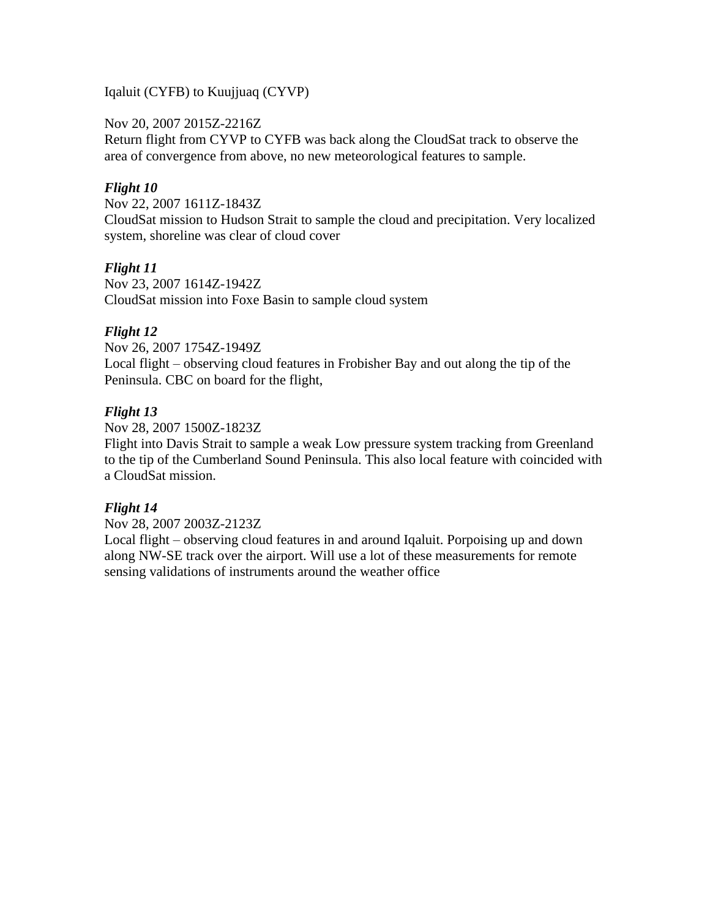Iqaluit (CYFB) to Kuujjuaq (CYVP)

Nov 20, 2007 2015Z-2216Z
Return flight from CYVP to CYFB was back along the CloudSat track to observe the area of convergence from above, no new meteorological features to sample.

***Flight 10***
Nov 22, 2007 1611Z-1843Z
CloudSat mission to Hudson Strait to sample the cloud and precipitation. Very localized system, shoreline was clear of cloud cover

***Flight 11***
Nov 23, 2007 1614Z-1942Z
CloudSat mission into Foxe Basin to sample cloud system

***Flight 12***
Nov 26, 2007 1754Z-1949Z
Local flight – observing cloud features in Frobisher Bay and out along the tip of the Peninsula. CBC on board for the flight,

***Flight 13***
Nov 28, 2007 1500Z-1823Z
Flight into Davis Strait to sample a weak Low pressure system tracking from Greenland to the tip of the Cumberland Sound Peninsula. This also local feature with coincided with a CloudSat mission.

***Flight 14***
Nov 28, 2007 2003Z-2123Z
Local flight – observing cloud features in and around Iqaluit. Porpoising up and down along NW-SE track over the airport. Will use a lot of these measurements for remote sensing validations of instruments around the weather office